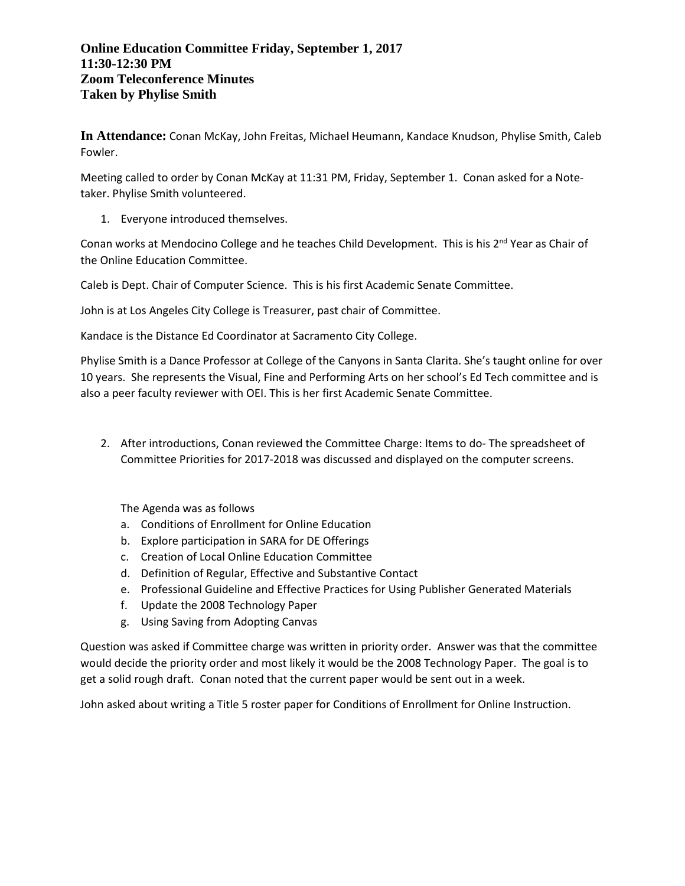**Online Education Committee Friday, September 1, 2017**
**11:30-12:30 PM**
**Zoom Teleconference Minutes**
**Taken by Phylise Smith**

**In Attendance:** Conan McKay, John Freitas, Michael Heumann, Kandace Knudson, Phylise Smith, Caleb Fowler.

Meeting called to order by Conan McKay at 11:31 PM, Friday, September 1. Conan asked for a Note-taker. Phylise Smith volunteered.

1. Everyone introduced themselves.

Conan works at Mendocino College and he teaches Child Development. This is his 2nd Year as Chair of the Online Education Committee.

Caleb is Dept. Chair of Computer Science. This is his first Academic Senate Committee.

John is at Los Angeles City College is Treasurer, past chair of Committee.

Kandace is the Distance Ed Coordinator at Sacramento City College.

Phylise Smith is a Dance Professor at College of the Canyons in Santa Clarita. She's taught online for over 10 years. She represents the Visual, Fine and Performing Arts on her school's Ed Tech committee and is also a peer faculty reviewer with OEI. This is her first Academic Senate Committee.

2. After introductions, Conan reviewed the Committee Charge: Items to do- The spreadsheet of Committee Priorities for 2017-2018 was discussed and displayed on the computer screens.

   The Agenda was as follows
   a. Conditions of Enrollment for Online Education
   b. Explore participation in SARA for DE Offerings
   c. Creation of Local Online Education Committee
   d. Definition of Regular, Effective and Substantive Contact
   e. Professional Guideline and Effective Practices for Using Publisher Generated Materials
   f. Update the 2008 Technology Paper
   g. Using Saving from Adopting Canvas

Question was asked if Committee charge was written in priority order. Answer was that the committee would decide the priority order and most likely it would be the 2008 Technology Paper. The goal is to get a solid rough draft. Conan noted that the current paper would be sent out in a week.

John asked about writing a Title 5 roster paper for Conditions of Enrollment for Online Instruction.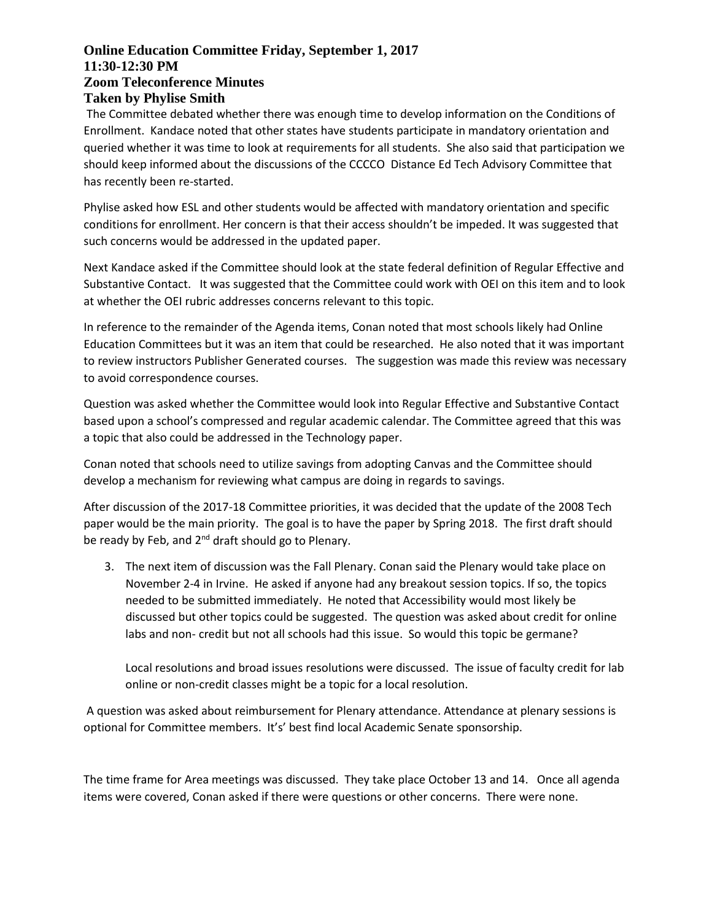**Online Education Committee Friday, September 1, 2017**
**11:30-12:30 PM**
**Zoom Teleconference Minutes**
**Taken by Phylise Smith**

The Committee debated whether there was enough time to develop information on the Conditions of Enrollment. Kandace noted that other states have students participate in mandatory orientation and queried whether it was time to look at requirements for all students. She also said that participation we should keep informed about the discussions of the CCCCO Distance Ed Tech Advisory Committee that has recently been re-started.

Phylise asked how ESL and other students would be affected with mandatory orientation and specific conditions for enrollment. Her concern is that their access shouldn't be impeded. It was suggested that such concerns would be addressed in the updated paper.

Next Kandace asked if the Committee should look at the state federal definition of Regular Effective and Substantive Contact. It was suggested that the Committee could work with OEI on this item and to look at whether the OEI rubric addresses concerns relevant to this topic.

In reference to the remainder of the Agenda items, Conan noted that most schools likely had Online Education Committees but it was an item that could be researched. He also noted that it was important to review instructors Publisher Generated courses. The suggestion was made this review was necessary to avoid correspondence courses.

Question was asked whether the Committee would look into Regular Effective and Substantive Contact based upon a school's compressed and regular academic calendar. The Committee agreed that this was a topic that also could be addressed in the Technology paper.

Conan noted that schools need to utilize savings from adopting Canvas and the Committee should develop a mechanism for reviewing what campus are doing in regards to savings.

After discussion of the 2017-18 Committee priorities, it was decided that the update of the 2008 Tech paper would be the main priority. The goal is to have the paper by Spring 2018. The first draft should be ready by Feb, and 2nd draft should go to Plenary.

3. The next item of discussion was the Fall Plenary. Conan said the Plenary would take place on November 2-4 in Irvine. He asked if anyone had any breakout session topics. If so, the topics needed to be submitted immediately. He noted that Accessibility would most likely be discussed but other topics could be suggested. The question was asked about credit for online labs and non- credit but not all schools had this issue. So would this topic be germane?

   Local resolutions and broad issues resolutions were discussed. The issue of faculty credit for lab online or non-credit classes might be a topic for a local resolution.

A question was asked about reimbursement for Plenary attendance. Attendance at plenary sessions is optional for Committee members. It's' best find local Academic Senate sponsorship.

The time frame for Area meetings was discussed. They take place October 13 and 14. Once all agenda items were covered, Conan asked if there were questions or other concerns. There were none.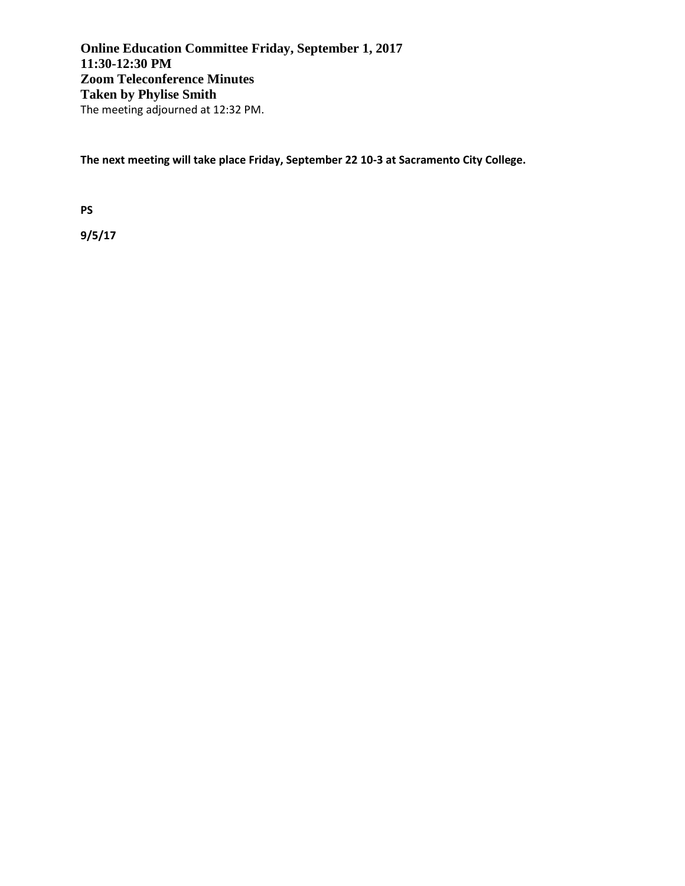**Online Education Committee Friday, September 1, 2017**
**11:30-12:30 PM**
**Zoom Teleconference Minutes**
**Taken by Phylise Smith**

The meeting adjourned at 12:32 PM.

**The next meeting will take place Friday, September 22 10-3 at Sacramento City College.**

**PS**

**9/5/17**